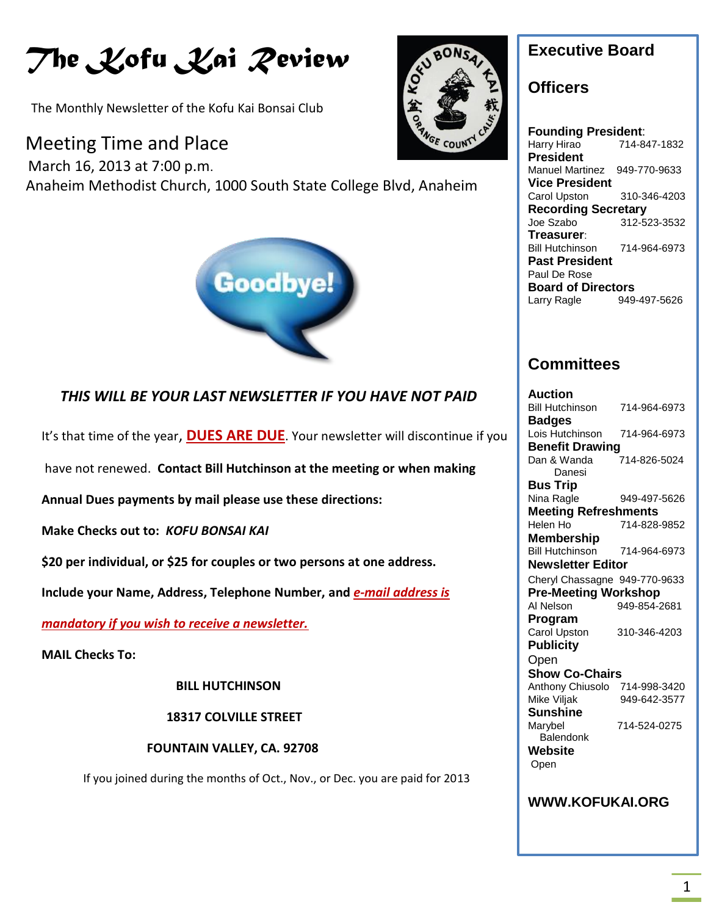# The Kofu Kai Review

The Monthly Newsletter of the Kofu Kai Bonsai Club

## Meeting Time and Place

March 16, 2013 at 7:00 p.m.
Anaheim Methodist Church, 1000 South State College Blvd, Anaheim

Goodbye!

***THIS WILL BE YOUR LAST NEWSLETTER IF YOU HAVE NOT PAID***

It's that time of the year, **DUES ARE DUE**. Your newsletter will discontinue if you have not renewed. **Contact Bill Hutchinson at the meeting or when making Annual Dues payments by mail please use these directions:**

**Make Checks out to: *KOFU BONSAI KAI***

**$20 per individual, or $25 for couples or two persons at one address.**

**Include your Name, Address, Telephone Number, and *e-mail address is mandatory if you wish to receive a newsletter.***

**MAIL Checks To:**

**BILL HUTCHINSON**

**18317 COLVILLE STREET**

**FOUNTAIN VALLEY, CA. 92708**

If you joined during the months of Oct., Nov., or Dec. you are paid for 2013

## Executive Board

### Officers

**Founding President**:
Harry Hirao 714-847-1832
**President**
Manuel Martinez 949-770-9633
**Vice President**
Carol Upston 310-346-4203
**Recording Secretary**
Joe Szabo 312-523-3532
**Treasurer**:
Bill Hutchinson 714-964-6973
**Past President**
Paul De Rose
**Board of Directors**
Larry Ragle 949-497-5626

### Committees

**Auction**
Bill Hutchinson 714-964-6973
**Badges**
Lois Hutchinson 714-964-6973
**Benefit Drawing**
Dan & Wanda Danesi 714-826-5024
**Bus Trip**
Nina Ragle 949-497-5626
**Meeting Refreshments**
Helen Ho 714-828-9852
**Membership**
Bill Hutchinson 714-964-6973
**Newsletter Editor**
Cheryl Chassagne 949-770-9633
**Pre-Meeting Workshop**
Al Nelson 949-854-2681
**Program**
Carol Upston 310-346-4203
**Publicity**
Open
**Show Co-Chairs**
Anthony Chiusolo 714-998-3420
Mike Viljak 949-642-3577
**Sunshine**
Marybel Balendonk 714-524-0275
**Website**
Open

**WWW.KOFUKAI.ORG**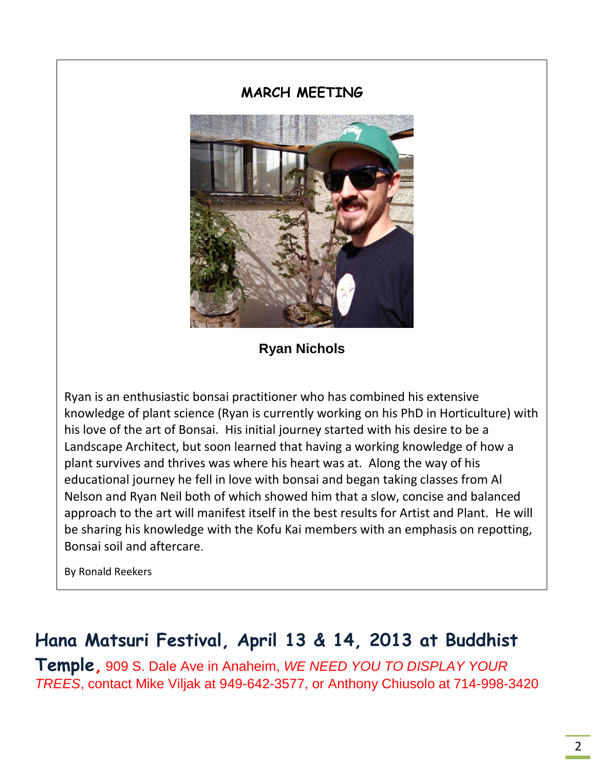## MARCH MEETING

**Ryan Nichols**

Ryan is an enthusiastic bonsai practitioner who has combined his extensive knowledge of plant science (Ryan is currently working on his PhD in Horticulture) with his love of the art of Bonsai. His initial journey started with his desire to be a Landscape Architect, but soon learned that having a working knowledge of how a plant survives and thrives was where his heart was at. Along the way of his educational journey he fell in love with bonsai and began taking classes from Al Nelson and Ryan Neil both of which showed him that a slow, concise and balanced approach to the art will manifest itself in the best results for Artist and Plant. He will be sharing his knowledge with the Kofu Kai members with an emphasis on repotting, Bonsai soil and aftercare.

By Ronald Reekers

**Hana Matsuri Festival, April 13 & 14, 2013 at Buddhist Temple,** 909 S. Dale Ave in Anaheim, *WE NEED YOU TO DISPLAY YOUR TREES*, contact Mike Viljak at 949-642-3577, or Anthony Chiusolo at 714-998-3420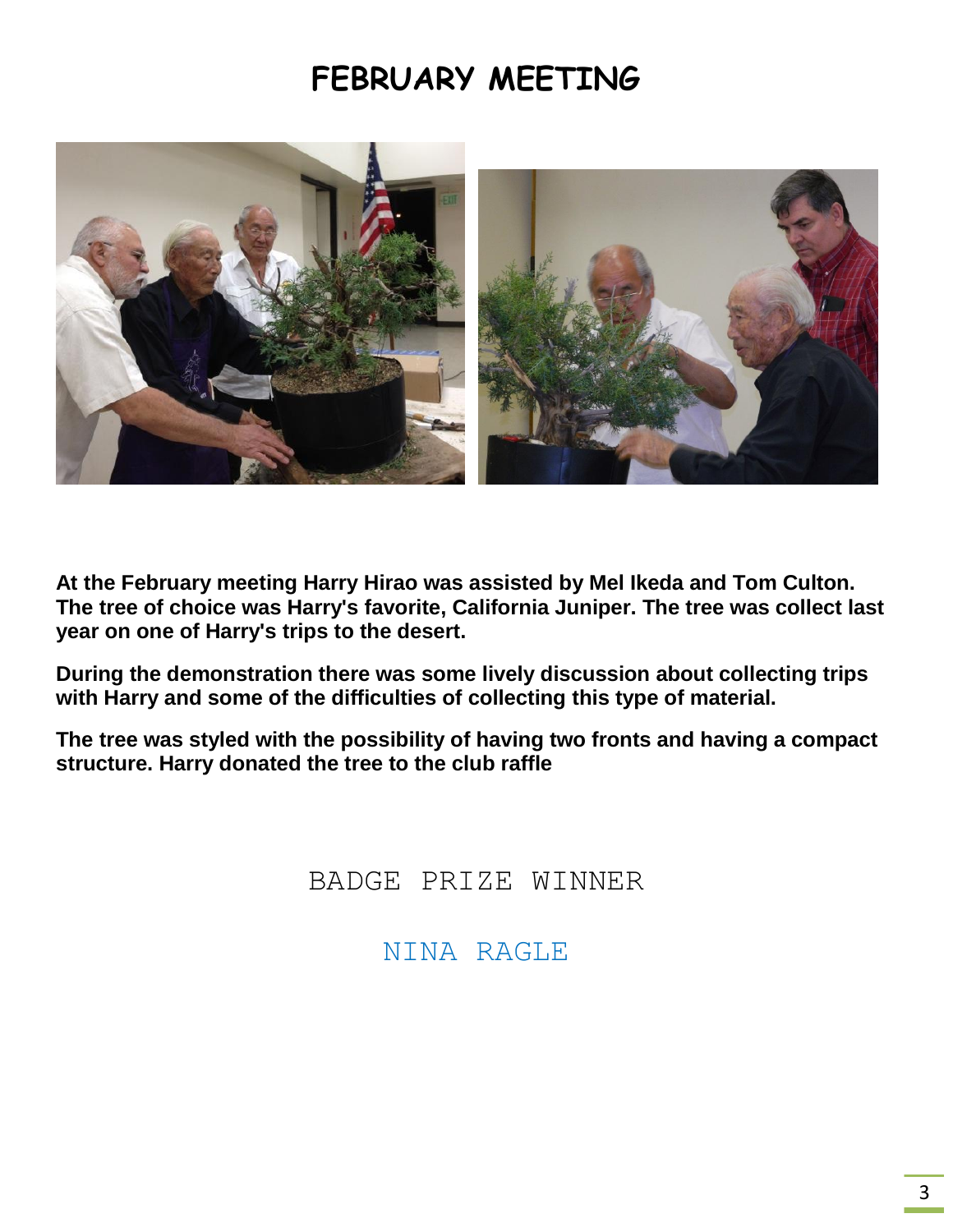# FEBRUARY MEETING

**At the February meeting Harry Hirao was assisted by Mel Ikeda and Tom Culton. The tree of choice was Harry's favorite, California Juniper. The tree was collect last year on one of Harry's trips to the desert.**

**During the demonstration there was some lively discussion about collecting trips with Harry and some of the difficulties of collecting this type of material.**

**The tree was styled with the possibility of having two fronts and having a compact structure. Harry donated the tree to the club raffle**

BADGE PRIZE WINNER

NINA RAGLE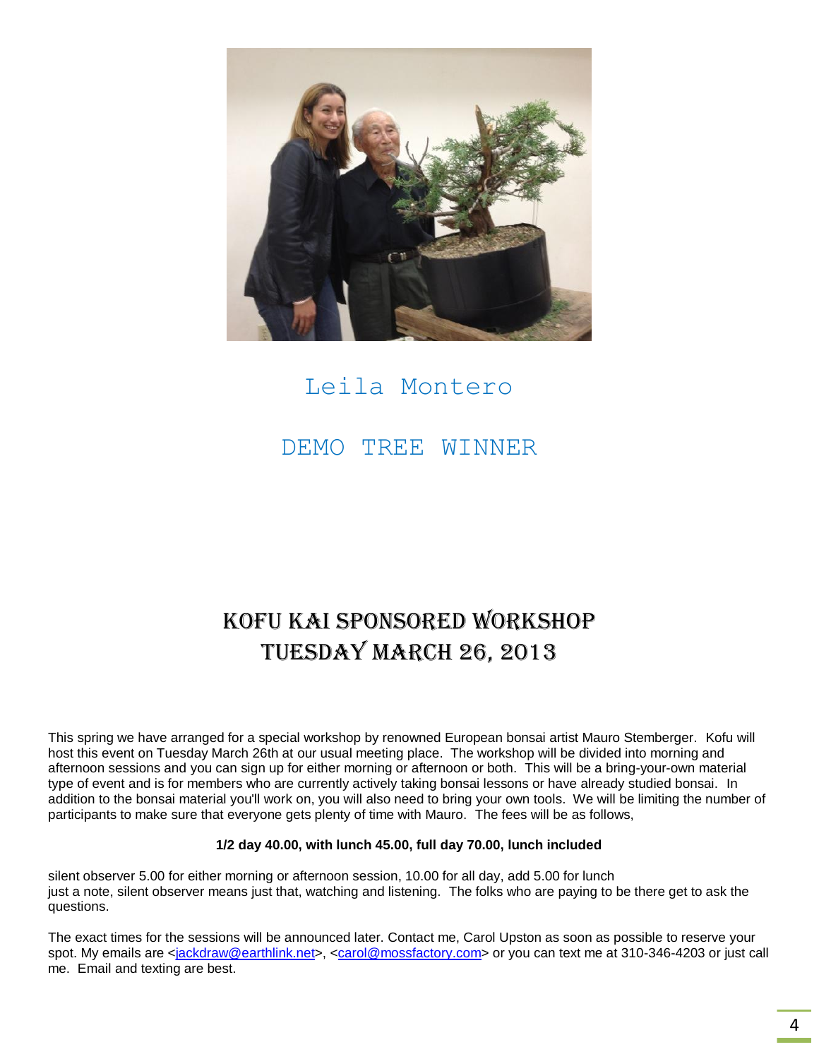Leila Montero

DEMO TREE WINNER

# KOFU KAI SPONSORED WORKSHOP
# TUESDAY MARCH 26, 2013

This spring we have arranged for a special workshop by renowned European bonsai artist Mauro Stemberger. Kofu will host this event on Tuesday March 26th at our usual meeting place. The workshop will be divided into morning and afternoon sessions and you can sign up for either morning or afternoon or both. This will be a bring-your-own material type of event and is for members who are currently actively taking bonsai lessons or have already studied bonsai. In addition to the bonsai material you'll work on, you will also need to bring your own tools. We will be limiting the number of participants to make sure that everyone gets plenty of time with Mauro. The fees will be as follows,

**1/2 day 40.00, with lunch 45.00, full day 70.00, lunch included**

silent observer 5.00 for either morning or afternoon session, 10.00 for all day, add 5.00 for lunch
just a note, silent observer means just that, watching and listening. The folks who are paying to be there get to ask the questions.

The exact times for the sessions will be announced later. Contact me, Carol Upston as soon as possible to reserve your spot. My emails are <jackdraw@earthlink.net>, <carol@mossfactory.com> or you can text me at 310-346-4203 or just call me. Email and texting are best.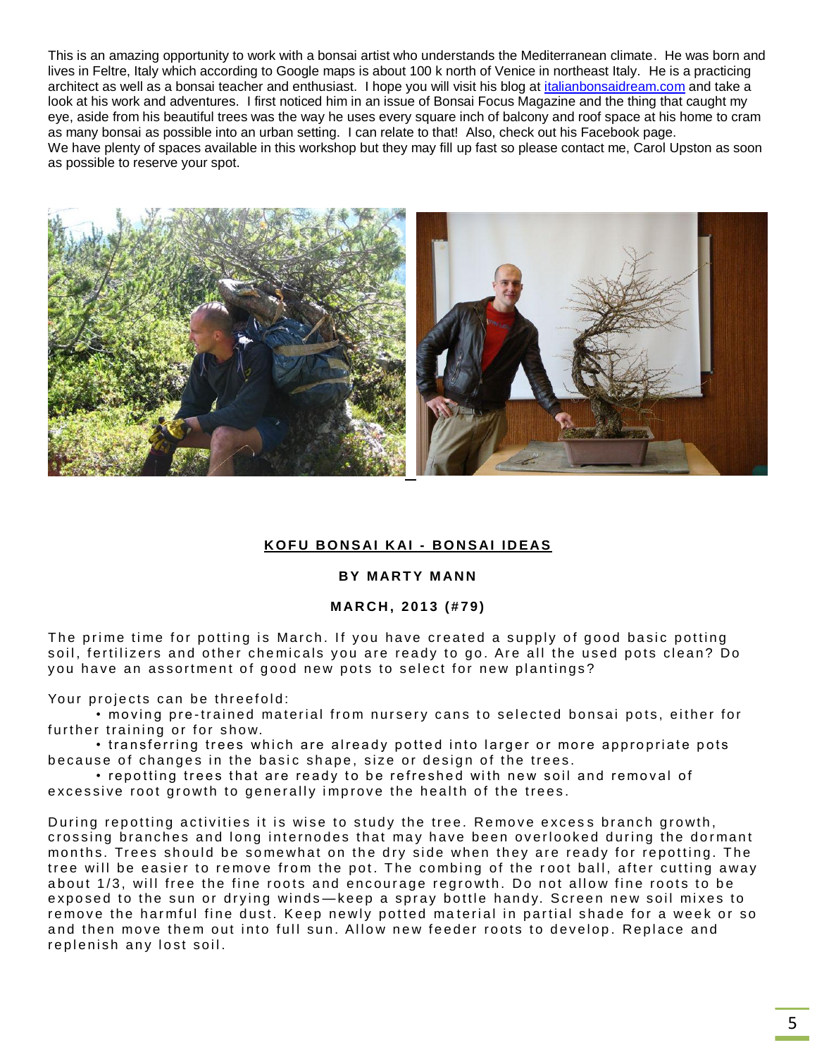This is an amazing opportunity to work with a bonsai artist who understands the Mediterranean climate. He was born and lives in Feltre, Italy which according to Google maps is about 100 k north of Venice in northeast Italy. He is a practicing architect as well as a bonsai teacher and enthusiast. I hope you will visit his blog at italianbonsaidream.com and take a look at his work and adventures. I first noticed him in an issue of Bonsai Focus Magazine and the thing that caught my eye, aside from his beautiful trees was the way he uses every square inch of balcony and roof space at his home to cram as many bonsai as possible into an urban setting. I can relate to that! Also, check out his Facebook page.
We have plenty of spaces available in this workshop but they may fill up fast so please contact me, Carol Upston as soon as possible to reserve your spot.

## KOFU BONSAI KAI - BONSAI IDEAS

**BY MARTY MANN**

**MARCH, 2013 (#79)**

The prime time for potting is March. If you have created a supply of good basic potting soil, fertilizers and other chemicals you are ready to go. Are all the used pots clean? Do you have an assortment of good new pots to select for new plantings?

Your projects can be threefold:

- moving pre-trained material from nursery cans to selected bonsai pots, either for further training or for show.
- transferring trees which are already potted into larger or more appropriate pots because of changes in the basic shape, size or design of the trees.
- repotting trees that are ready to be refreshed with new soil and removal of excessive root growth to generally improve the health of the trees.

During repotting activities it is wise to study the tree. Remove excess branch growth, crossing branches and long internodes that may have been overlooked during the dormant months. Trees should be somewhat on the dry side when they are ready for repotting. The tree will be easier to remove from the pot. The combing of the root ball, after cutting away about 1/3, will free the fine roots and encourage regrowth. Do not allow fine roots to be exposed to the sun or drying winds—keep a spray bottle handy. Screen new soil mixes to remove the harmful fine dust. Keep newly potted material in partial shade for a week or so and then move them out into full sun. Allow new feeder roots to develop. Replace and replenish any lost soil.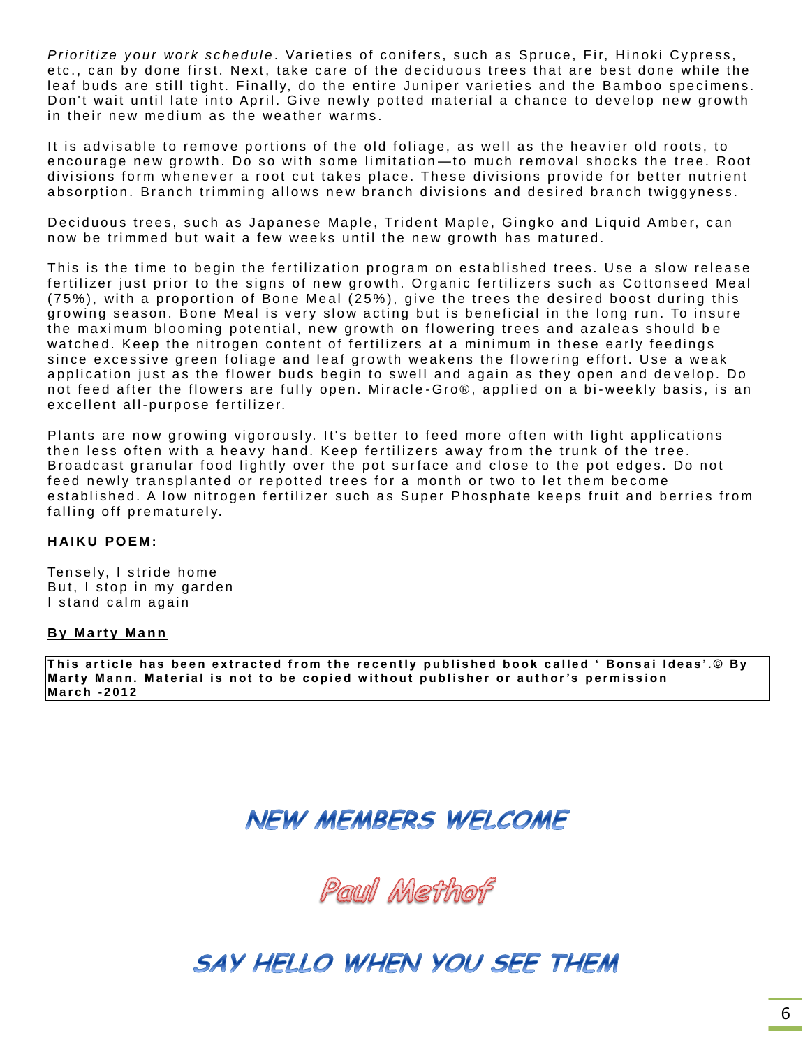*Prioritize your work schedule*. Varieties of conifers, such as Spruce, Fir, Hinoki Cypress, etc., can by done first. Next, take care of the deciduous trees that are best done while the leaf buds are still tight. Finally, do the entire Juniper varieties and the Bamboo specimens. Don't wait until late into April. Give newly potted material a chance to develop new growth in their new medium as the weather warms.

It is advisable to remove portions of the old foliage, as well as the heavier old roots, to encourage new growth. Do so with some limitation—to much removal shocks the tree. Root divisions form whenever a root cut takes place. These divisions provide for better nutrient absorption. Branch trimming allows new branch divisions and desired branch twiggyness.

Deciduous trees, such as Japanese Maple, Trident Maple, Gingko and Liquid Amber, can now be trimmed but wait a few weeks until the new growth has matured.

This is the time to begin the fertilization program on established trees. Use a slow release fertilizer just prior to the signs of new growth. Organic fertilizers such as Cottonseed Meal (75%), with a proportion of Bone Meal (25%), give the trees the desired boost during this growing season. Bone Meal is very slow acting but is beneficial in the long run. To insure the maximum blooming potential, new growth on flowering trees and azaleas should be watched. Keep the nitrogen content of fertilizers at a minimum in these early feedings since excessive green foliage and leaf growth weakens the flowering effort. Use a weak application just as the flower buds begin to swell and again as they open and develop. Do not feed after the flowers are fully open. Miracle-Gro®, applied on a bi-weekly basis, is an excellent all-purpose fertilizer.

Plants are now growing vigorously. It's better to feed more often with light applications then less often with a heavy hand. Keep fertilizers away from the trunk of the tree. Broadcast granular food lightly over the pot surface and close to the pot edges. Do not feed newly transplanted or repotted trees for a month or two to let them become established. A low nitrogen fertilizer such as Super Phosphate keeps fruit and berries from falling off prematurely.

**HAIKU POEM:**

Tensely, I stride home
But, I stop in my garden
I stand calm again

**By Marty Mann**

**This article has been extracted from the recently published book called ' Bonsai Ideas'.© By Marty Mann. Material is not to be copied without publisher or author's permission March -2012**

## NEW MEMBERS WELCOME

## Paul Methof

## SAY HELLO WHEN YOU SEE THEM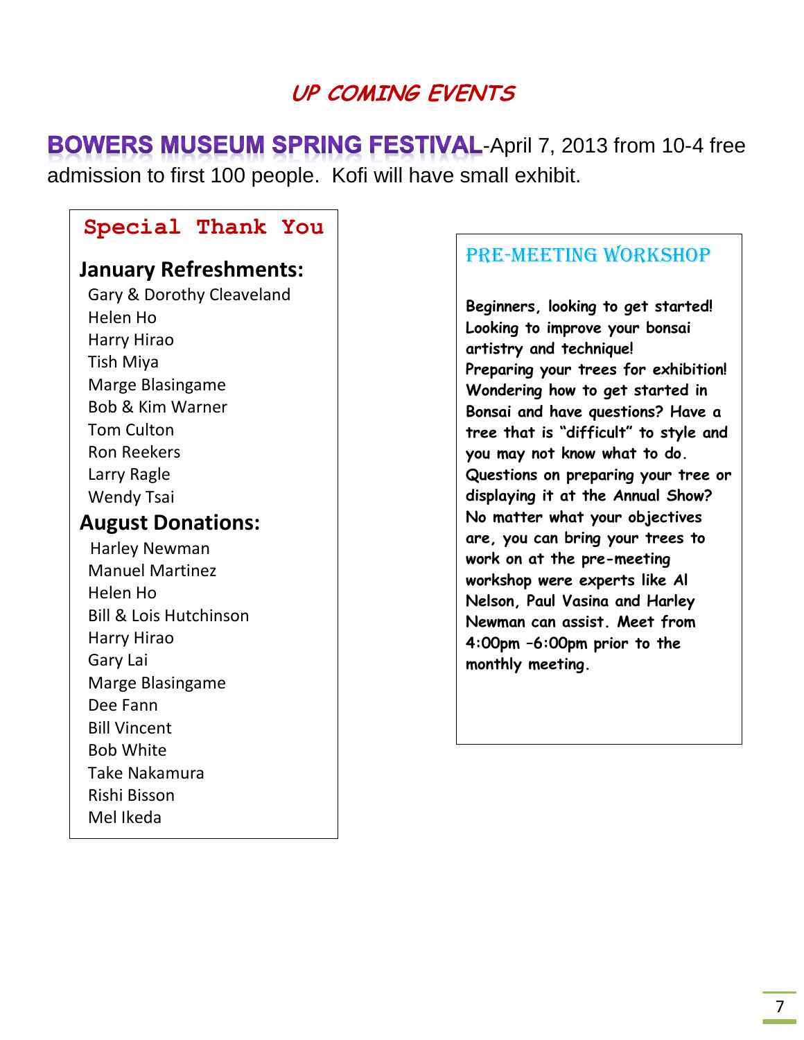# UP COMING EVENTS

**BOWERS MUSEUM SPRING FESTIVAL**-April 7, 2013 from 10-4 free admission to first 100 people. Kofi will have small exhibit.

## Special Thank You

### January Refreshments:

Gary & Dorothy Cleaveland
Helen Ho
Harry Hirao
Tish Miya
Marge Blasingame
Bob & Kim Warner
Tom Culton
Ron Reekers
Larry Ragle
Wendy Tsai

### August Donations:

Harley Newman
Manuel Martinez
Helen Ho
Bill & Lois Hutchinson
Harry Hirao
Gary Lai
Marge Blasingame
Dee Fann
Bill Vincent
Bob White
Take Nakamura
Rishi Bisson
Mel Ikeda

## PRE-MEETING WORKSHOP

**Beginners, looking to get started! Looking to improve your bonsai artistry and technique! Preparing your trees for exhibition! Wondering how to get started in Bonsai and have questions? Have a tree that is "difficult" to style and you may not know what to do. Questions on preparing your tree or displaying it at the Annual Show? No matter what your objectives are, you can bring your trees to work on at the pre-meeting workshop were experts like Al Nelson, Paul Vasina and Harley Newman can assist. Meet from 4:00pm –6:00pm prior to the monthly meeting.**